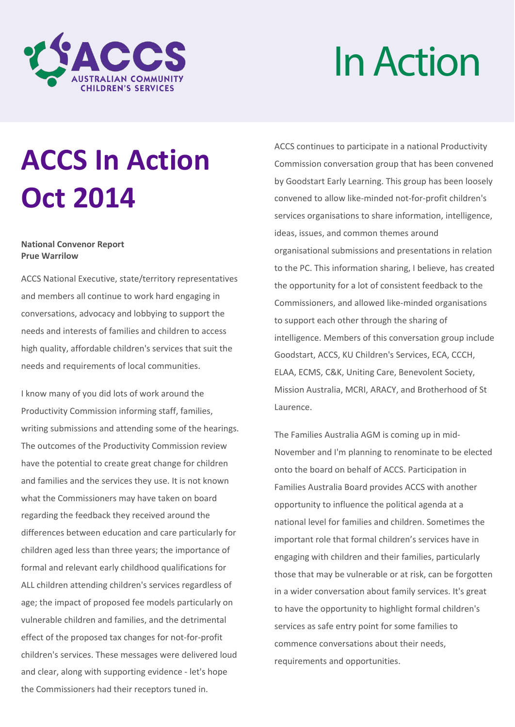# ACCS In Action Oct 2014

**National Convenor Report**
**Prue Warrilow**

ACCS National Executive, state/territory representatives and members all continue to work hard engaging in conversations, advocacy and lobbying to support the needs and interests of families and children to access high quality, affordable children's services that suit the needs and requirements of local communities.

I know many of you did lots of work around the Productivity Commission informing staff, families, writing submissions and attending some of the hearings. The outcomes of the Productivity Commission review have the potential to create great change for children and families and the services they use. It is not known what the Commissioners may have taken on board regarding the feedback they received around the differences between education and care particularly for children aged less than three years; the importance of formal and relevant early childhood qualifications for ALL children attending children's services regardless of age; the impact of proposed fee models particularly on vulnerable children and families, and the detrimental effect of the proposed tax changes for not-for-profit children's services. These messages were delivered loud and clear, along with supporting evidence - let's hope the Commissioners had their receptors tuned in.

ACCS continues to participate in a national Productivity Commission conversation group that has been convened by Goodstart Early Learning. This group has been loosely convened to allow like-minded not-for-profit children's services organisations to share information, intelligence, ideas, issues, and common themes around organisational submissions and presentations in relation to the PC. This information sharing, I believe, has created the opportunity for a lot of consistent feedback to the Commissioners, and allowed like-minded organisations to support each other through the sharing of intelligence. Members of this conversation group include Goodstart, ACCS, KU Children's Services, ECA, CCCH, ELAA, ECMS, C&K, Uniting Care, Benevolent Society, Mission Australia, MCRI, ARACY, and Brotherhood of St Laurence.

The Families Australia AGM is coming up in mid-November and I'm planning to renominate to be elected onto the board on behalf of ACCS. Participation in Families Australia Board provides ACCS with another opportunity to influence the political agenda at a national level for families and children. Sometimes the important role that formal children's services have in engaging with children and their families, particularly those that may be vulnerable or at risk, can be forgotten in a wider conversation about family services. It's great to have the opportunity to highlight formal children's services as safe entry point for some families to commence conversations about their needs, requirements and opportunities.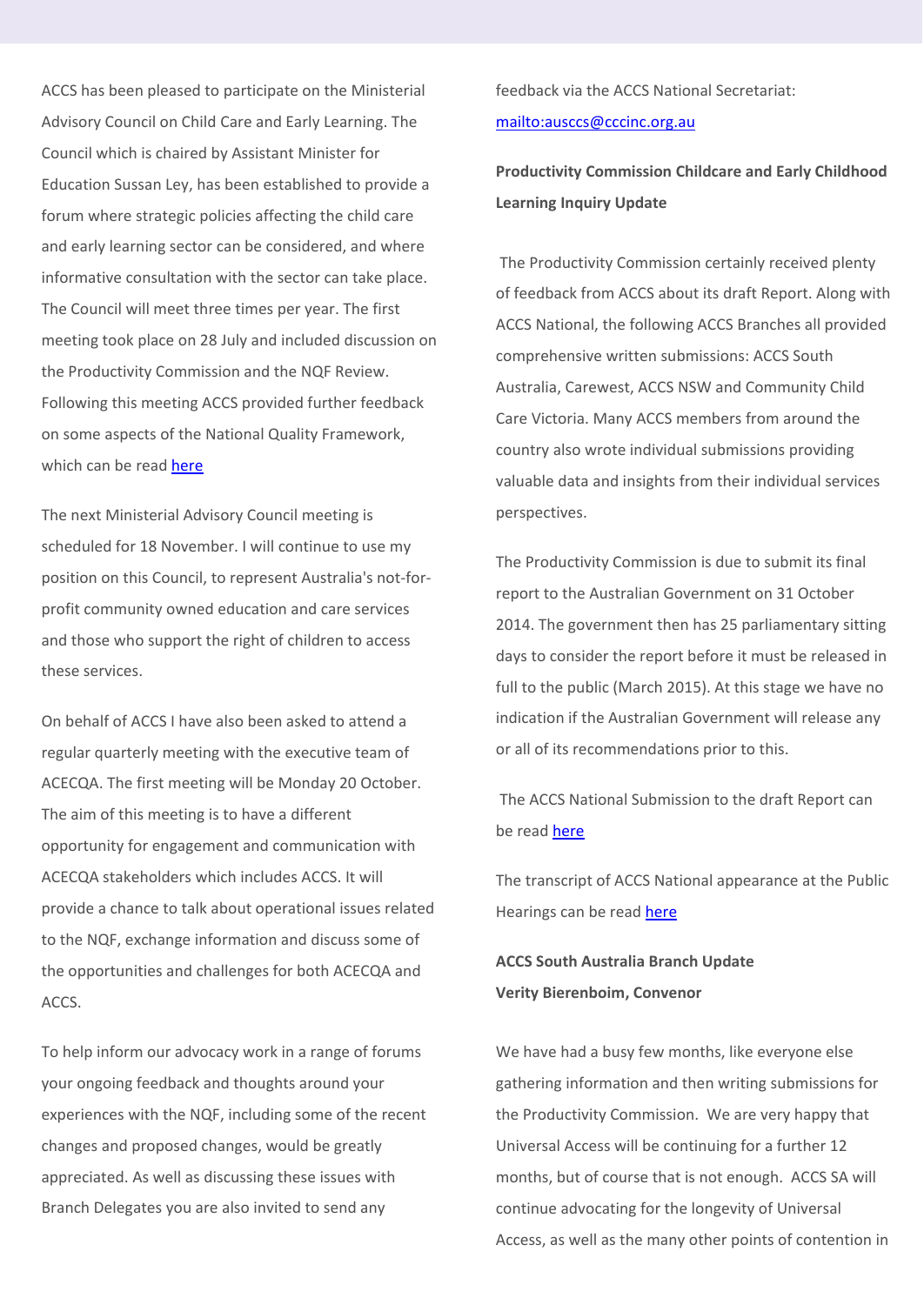ACCS has been pleased to participate on the Ministerial Advisory Council on Child Care and Early Learning. The Council which is chaired by Assistant Minister for Education Sussan Ley, has been established to provide a forum where strategic policies affecting the child care and early learning sector can be considered, and where informative consultation with the sector can take place. The Council will meet three times per year. The first meeting took place on 28 July and included discussion on the Productivity Commission and the NQF Review. Following this meeting ACCS provided further feedback on some aspects of the National Quality Framework, which can be read here

The next Ministerial Advisory Council meeting is scheduled for 18 November. I will continue to use my position on this Council, to represent Australia's not-for-profit community owned education and care services and those who support the right of children to access these services.

On behalf of ACCS I have also been asked to attend a regular quarterly meeting with the executive team of ACECQA. The first meeting will be Monday 20 October. The aim of this meeting is to have a different opportunity for engagement and communication with ACECQA stakeholders which includes ACCS. It will provide a chance to talk about operational issues related to the NQF, exchange information and discuss some of the opportunities and challenges for both ACECQA and ACCS.

To help inform our advocacy work in a range of forums your ongoing feedback and thoughts around your experiences with the NQF, including some of the recent changes and proposed changes, would be greatly appreciated. As well as discussing these issues with Branch Delegates you are also invited to send any feedback via the ACCS National Secretariat: mailto:ausccs@cccinc.org.au

**Productivity Commission Childcare and Early Childhood Learning Inquiry Update**

The Productivity Commission certainly received plenty of feedback from ACCS about its draft Report. Along with ACCS National, the following ACCS Branches all provided comprehensive written submissions: ACCS South Australia, Carewest, ACCS NSW and Community Child Care Victoria. Many ACCS members from around the country also wrote individual submissions providing valuable data and insights from their individual services perspectives.

The Productivity Commission is due to submit its final report to the Australian Government on 31 October 2014. The government then has 25 parliamentary sitting days to consider the report before it must be released in full to the public (March 2015). At this stage we have no indication if the Australian Government will release any or all of its recommendations prior to this.

The ACCS National Submission to the draft Report can be read here

The transcript of ACCS National appearance at the Public Hearings can be read here

**ACCS South Australia Branch Update**
**Verity Bierenboim, Convenor**

We have had a busy few months, like everyone else gathering information and then writing submissions for the Productivity Commission. We are very happy that Universal Access will be continuing for a further 12 months, but of course that is not enough. ACCS SA will continue advocating for the longevity of Universal Access, as well as the many other points of contention in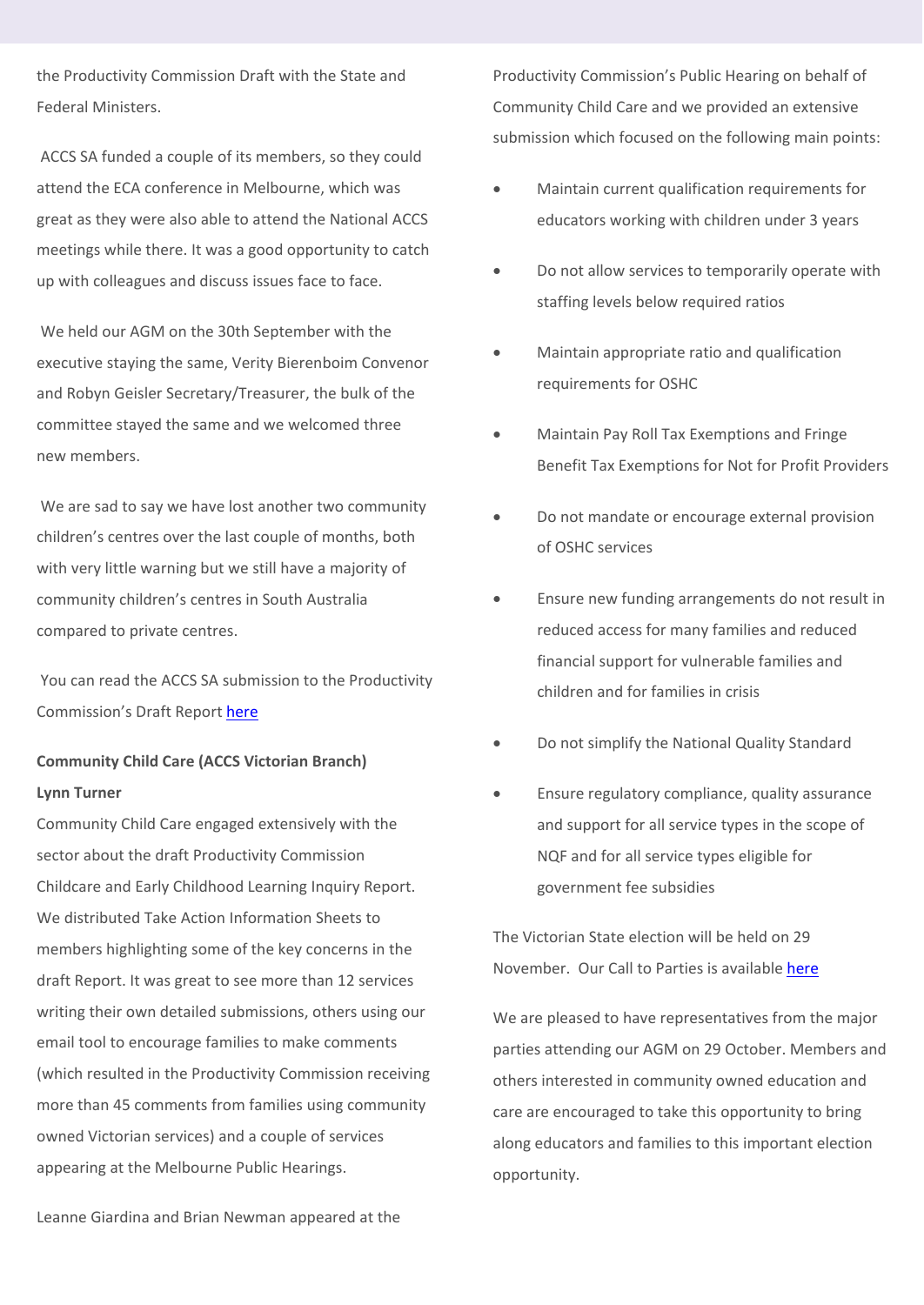the Productivity Commission Draft with the State and Federal Ministers.

ACCS SA funded a couple of its members, so they could attend the ECA conference in Melbourne, which was great as they were also able to attend the National ACCS meetings while there. It was a good opportunity to catch up with colleagues and discuss issues face to face.

We held our AGM on the 30th September with the executive staying the same, Verity Bierenboim Convenor and Robyn Geisler Secretary/Treasurer, the bulk of the committee stayed the same and we welcomed three new members.

We are sad to say we have lost another two community children's centres over the last couple of months, both with very little warning but we still have a majority of community children's centres in South Australia compared to private centres.

You can read the ACCS SA submission to the Productivity Commission's Draft Report here

**Community Child Care (ACCS Victorian Branch)**
**Lynn Turner**

Community Child Care engaged extensively with the sector about the draft Productivity Commission Childcare and Early Childhood Learning Inquiry Report. We distributed Take Action Information Sheets to members highlighting some of the key concerns in the draft Report. It was great to see more than 12 services writing their own detailed submissions, others using our email tool to encourage families to make comments (which resulted in the Productivity Commission receiving more than 45 comments from families using community owned Victorian services) and a couple of services appearing at the Melbourne Public Hearings.

Leanne Giardina and Brian Newman appeared at the Productivity Commission's Public Hearing on behalf of Community Child Care and we provided an extensive submission which focused on the following main points:

- Maintain current qualification requirements for educators working with children under 3 years
- Do not allow services to temporarily operate with staffing levels below required ratios
- Maintain appropriate ratio and qualification requirements for OSHC
- Maintain Pay Roll Tax Exemptions and Fringe Benefit Tax Exemptions for Not for Profit Providers
- Do not mandate or encourage external provision of OSHC services
- Ensure new funding arrangements do not result in reduced access for many families and reduced financial support for vulnerable families and children and for families in crisis
- Do not simplify the National Quality Standard
- Ensure regulatory compliance, quality assurance and support for all service types in the scope of NQF and for all service types eligible for government fee subsidies

The Victorian State election will be held on 29 November. Our Call to Parties is available here

We are pleased to have representatives from the major parties attending our AGM on 29 October. Members and others interested in community owned education and care are encouraged to take this opportunity to bring along educators and families to this important election opportunity.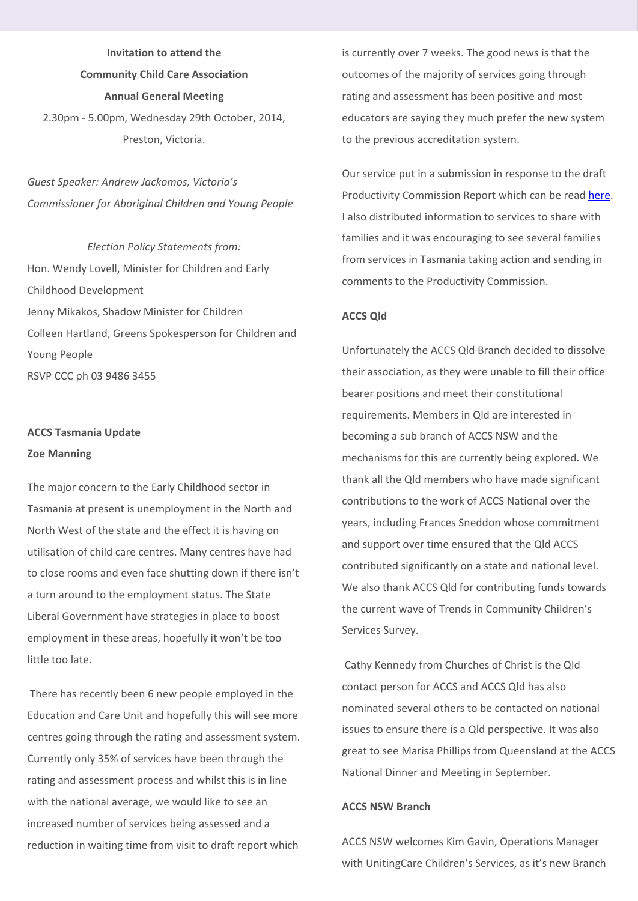**Invitation to attend the**

**Community Child Care Association**

**Annual General Meeting**

2.30pm - 5.00pm, Wednesday 29th October, 2014, Preston, Victoria.

*Guest Speaker: Andrew Jackomos, Victoria's Commissioner for Aboriginal Children and Young People*

*Election Policy Statements from:*

Hon. Wendy Lovell, Minister for Children and Early Childhood Development

Jenny Mikakos, Shadow Minister for Children

Colleen Hartland, Greens Spokesperson for Children and Young People

RSVP CCC ph 03 9486 3455

**ACCS Tasmania Update**

**Zoe Manning**

The major concern to the Early Childhood sector in Tasmania at present is unemployment in the North and North West of the state and the effect it is having on utilisation of child care centres. Many centres have had to close rooms and even face shutting down if there isn't a turn around to the employment status. The State Liberal Government have strategies in place to boost employment in these areas, hopefully it won't be too little too late.

There has recently been 6 new people employed in the Education and Care Unit and hopefully this will see more centres going through the rating and assessment system. Currently only 35% of services have been through the rating and assessment process and whilst this is in line with the national average, we would like to see an increased number of services being assessed and a reduction in waiting time from visit to draft report which is currently over 7 weeks. The good news is that the outcomes of the majority of services going through rating and assessment has been positive and most educators are saying they much prefer the new system to the previous accreditation system.

Our service put in a submission in response to the draft Productivity Commission Report which can be read here. I also distributed information to services to share with families and it was encouraging to see several families from services in Tasmania taking action and sending in comments to the Productivity Commission.

**ACCS Qld**

Unfortunately the ACCS Qld Branch decided to dissolve their association, as they were unable to fill their office bearer positions and meet their constitutional requirements. Members in Qld are interested in becoming a sub branch of ACCS NSW and the mechanisms for this are currently being explored. We thank all the Qld members who have made significant contributions to the work of ACCS National over the years, including Frances Sneddon whose commitment and support over time ensured that the Qld ACCS contributed significantly on a state and national level. We also thank ACCS Qld for contributing funds towards the current wave of Trends in Community Children's Services Survey.

Cathy Kennedy from Churches of Christ is the Qld contact person for ACCS and ACCS Qld has also nominated several others to be contacted on national issues to ensure there is a Qld perspective. It was also great to see Marisa Phillips from Queensland at the ACCS National Dinner and Meeting in September.

**ACCS NSW Branch**

ACCS NSW welcomes Kim Gavin, Operations Manager with UnitingCare Children's Services, as it's new Branch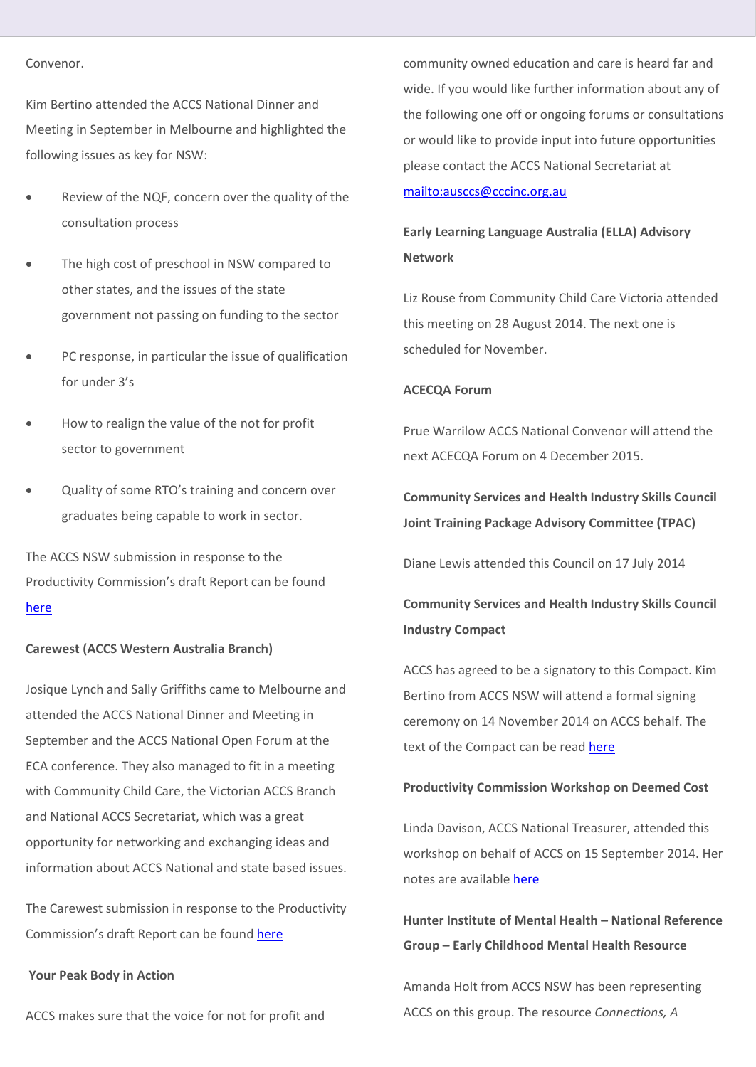Convenor.

Kim Bertino attended the ACCS National Dinner and Meeting in September in Melbourne and highlighted the following issues as key for NSW:

- Review of the NQF, concern over the quality of the consultation process
- The high cost of preschool in NSW compared to other states, and the issues of the state government not passing on funding to the sector
- PC response, in particular the issue of qualification for under 3's
- How to realign the value of the not for profit sector to government
- Quality of some RTO's training and concern over graduates being capable to work in sector.

The ACCS NSW submission in response to the Productivity Commission's draft Report can be found here

**Carewest (ACCS Western Australia Branch)**

Josique Lynch and Sally Griffiths came to Melbourne and attended the ACCS National Dinner and Meeting in September and the ACCS National Open Forum at the ECA conference. They also managed to fit in a meeting with Community Child Care, the Victorian ACCS Branch and National ACCS Secretariat, which was a great opportunity for networking and exchanging ideas and information about ACCS National and state based issues.

The Carewest submission in response to the Productivity Commission's draft Report can be found here

**Your Peak Body in Action**

ACCS makes sure that the voice for not for profit and community owned education and care is heard far and wide. If you would like further information about any of the following one off or ongoing forums or consultations or would like to provide input into future opportunities please contact the ACCS National Secretariat at mailto:ausccs@cccinc.org.au

**Early Learning Language Australia (ELLA) Advisory Network**

Liz Rouse from Community Child Care Victoria attended this meeting on 28 August 2014. The next one is scheduled for November.

**ACECQA Forum**

Prue Warrilow ACCS National Convenor will attend the next ACECQA Forum on 4 December 2015.

**Community Services and Health Industry Skills Council Joint Training Package Advisory Committee (TPAC)**

Diane Lewis attended this Council on 17 July 2014

**Community Services and Health Industry Skills Council Industry Compact**

ACCS has agreed to be a signatory to this Compact. Kim Bertino from ACCS NSW will attend a formal signing ceremony on 14 November 2014 on ACCS behalf. The text of the Compact can be read here

**Productivity Commission Workshop on Deemed Cost**

Linda Davison, ACCS National Treasurer, attended this workshop on behalf of ACCS on 15 September 2014. Her notes are available here

**Hunter Institute of Mental Health – National Reference Group – Early Childhood Mental Health Resource**

Amanda Holt from ACCS NSW has been representing ACCS on this group. The resource *Connections, A*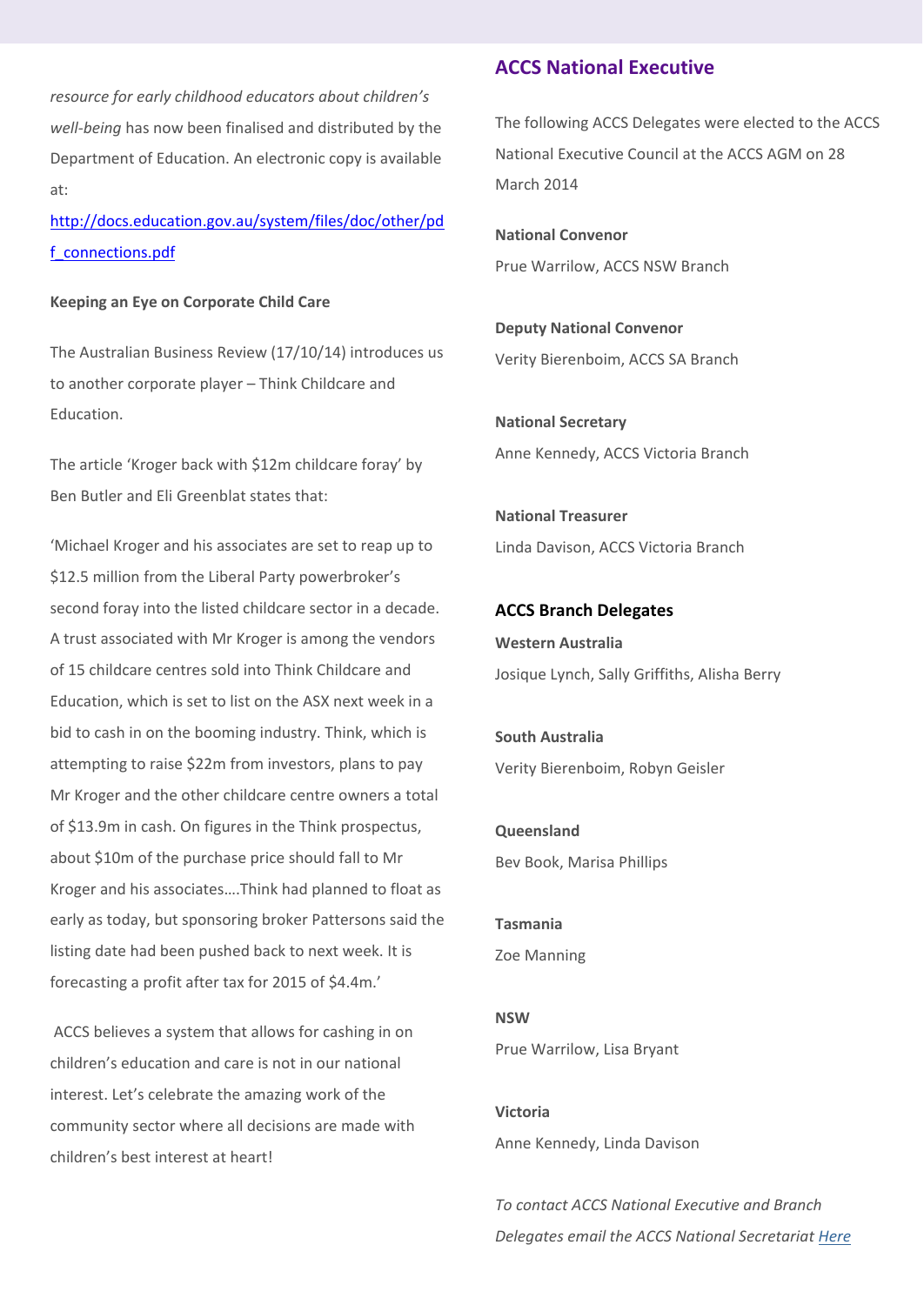*resource for early childhood educators about children's well-being* has now been finalised and distributed by the Department of Education. An electronic copy is available at:

http://docs.education.gov.au/system/files/doc/other/pdf_connections.pdf

**Keeping an Eye on Corporate Child Care**

The Australian Business Review (17/10/14) introduces us to another corporate player – Think Childcare and Education.

The article 'Kroger back with $12m childcare foray' by Ben Butler and Eli Greenblat states that:

'Michael Kroger and his associates are set to reap up to $12.5 million from the Liberal Party powerbroker's second foray into the listed childcare sector in a decade. A trust associated with Mr Kroger is among the vendors of 15 childcare centres sold into Think Childcare and Education, which is set to list on the ASX next week in a bid to cash in on the booming industry. Think, which is attempting to raise $22m from investors, plans to pay Mr Kroger and the other childcare centre owners a total of $13.9m in cash. On figures in the Think prospectus, about $10m of the purchase price should fall to Mr Kroger and his associates….Think had planned to float as early as today, but sponsoring broker Pattersons said the listing date had been pushed back to next week. It is forecasting a profit after tax for 2015 of $4.4m.'

ACCS believes a system that allows for cashing in on children's education and care is not in our national interest. Let's celebrate the amazing work of the community sector where all decisions are made with children's best interest at heart!

## ACCS National Executive

The following ACCS Delegates were elected to the ACCS National Executive Council at the ACCS AGM on 28 March 2014

**National Convenor**

Prue Warrilow, ACCS NSW Branch

**Deputy National Convenor**

Verity Bierenboim, ACCS SA Branch

**National Secretary**

Anne Kennedy, ACCS Victoria Branch

**National Treasurer**

Linda Davison, ACCS Victoria Branch

### ACCS Branch Delegates

**Western Australia**

Josique Lynch, Sally Griffiths, Alisha Berry

**South Australia**

Verity Bierenboim, Robyn Geisler

**Queensland**

Bev Book, Marisa Phillips

**Tasmania**

Zoe Manning

**NSW**

Prue Warrilow, Lisa Bryant

**Victoria**

Anne Kennedy, Linda Davison

*To contact ACCS National Executive and Branch Delegates email the ACCS National Secretariat Here*